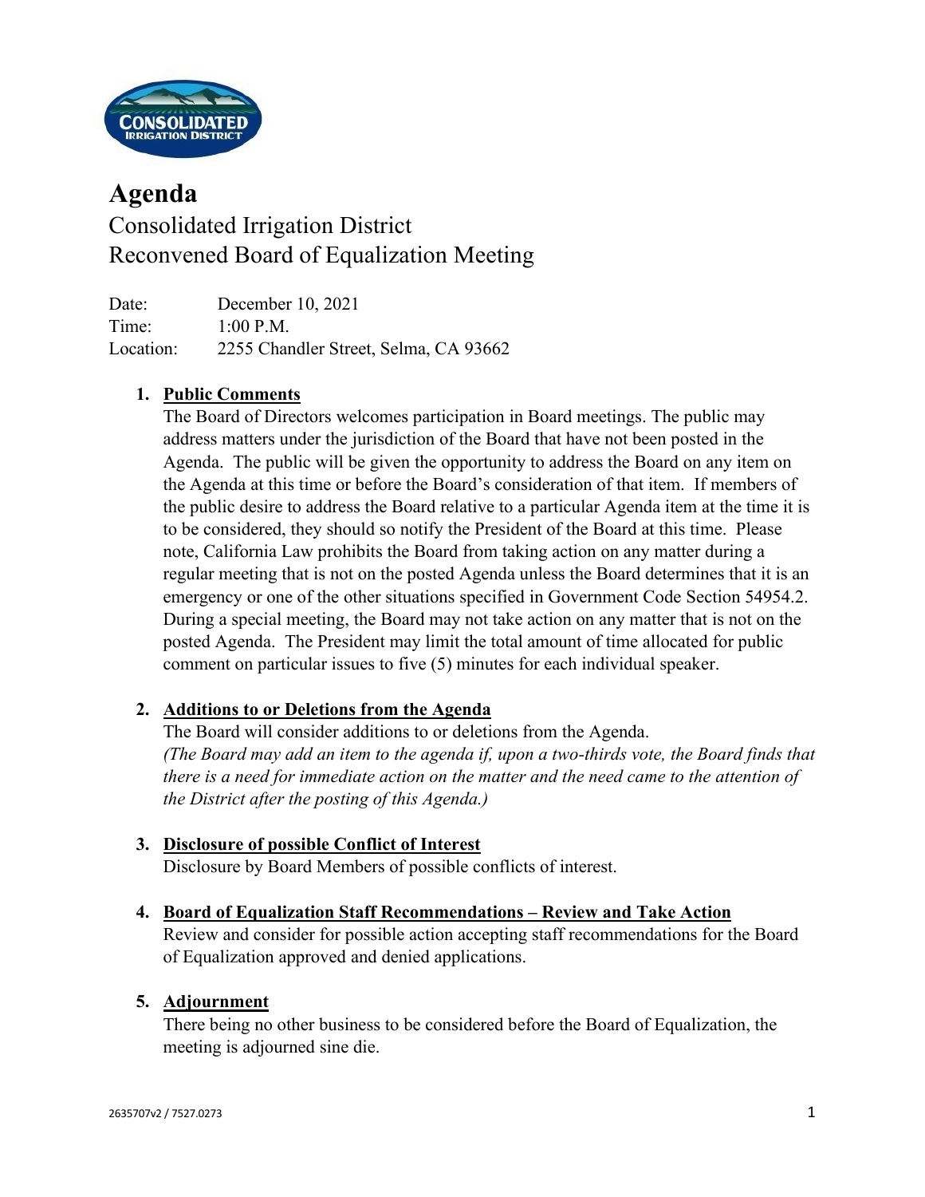# Agenda

## Consolidated Irrigation District
## Reconvened Board of Equalization Meeting

Date: December 10, 2021
Time: 1:00 P.M.
Location: 2255 Chandler Street, Selma, CA 93662

1. **Public Comments**
   The Board of Directors welcomes participation in Board meetings. The public may address matters under the jurisdiction of the Board that have not been posted in the Agenda. The public will be given the opportunity to address the Board on any item on the Agenda at this time or before the Board's consideration of that item. If members of the public desire to address the Board relative to a particular Agenda item at the time it is to be considered, they should so notify the President of the Board at this time. Please note, California Law prohibits the Board from taking action on any matter during a regular meeting that is not on the posted Agenda unless the Board determines that it is an emergency or one of the other situations specified in Government Code Section 54954.2. During a special meeting, the Board may not take action on any matter that is not on the posted Agenda. The President may limit the total amount of time allocated for public comment on particular issues to five (5) minutes for each individual speaker.

2. **Additions to or Deletions from the Agenda**
   The Board will consider additions to or deletions from the Agenda.
   *(The Board may add an item to the agenda if, upon a two-thirds vote, the Board finds that there is a need for immediate action on the matter and the need came to the attention of the District after the posting of this Agenda.)*

3. **Disclosure of possible Conflict of Interest**
   Disclosure by Board Members of possible conflicts of interest.

4. **Board of Equalization Staff Recommendations – Review and Take Action**
   Review and consider for possible action accepting staff recommendations for the Board of Equalization approved and denied applications.

5. **Adjournment**
   There being no other business to be considered before the Board of Equalization, the meeting is adjourned sine die.

2635707v2 / 7527.0273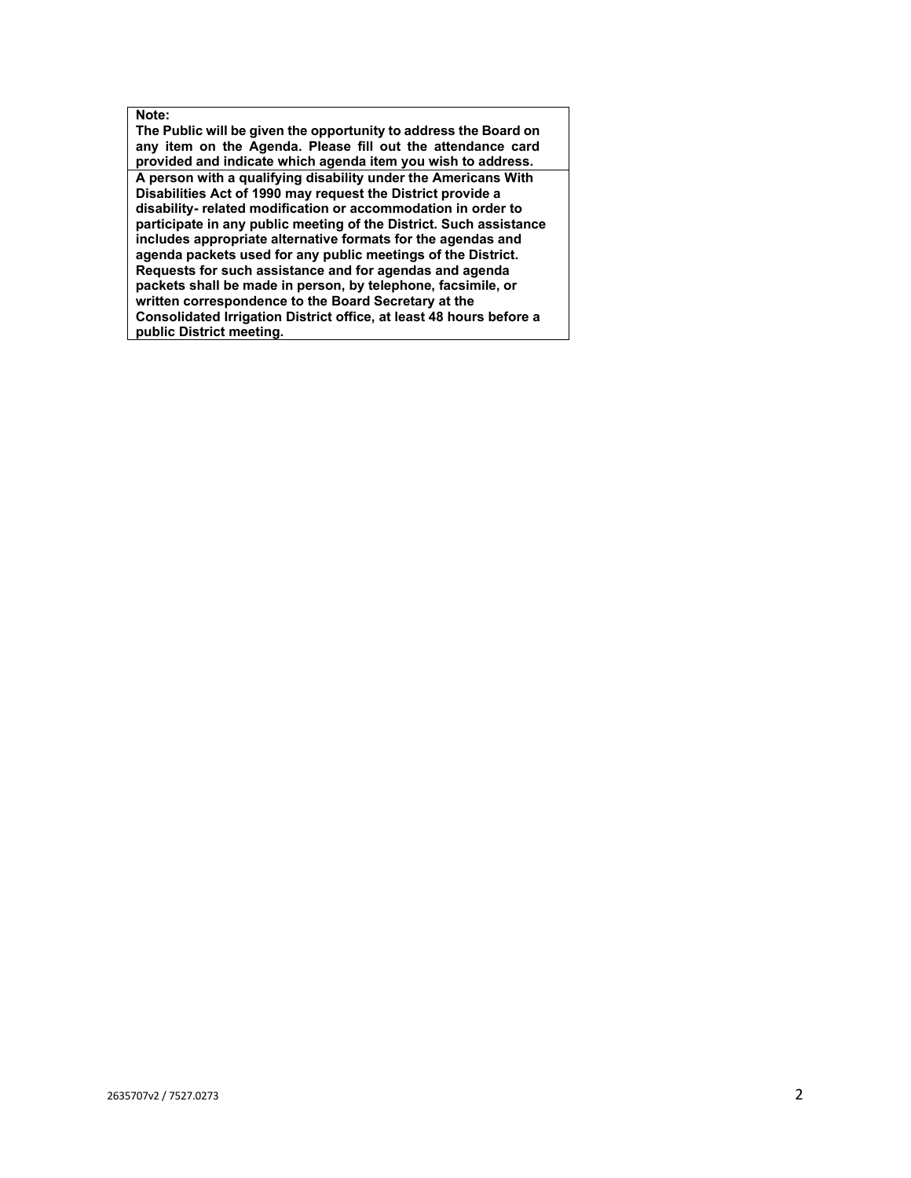**Note:**
**The Public will be given the opportunity to address the Board on any item on the Agenda. Please fill out the attendance card provided and indicate which agenda item you wish to address.**

**A person with a qualifying disability under the Americans With Disabilities Act of 1990 may request the District provide a disability- related modification or accommodation in order to participate in any public meeting of the District. Such assistance includes appropriate alternative formats for the agendas and agenda packets used for any public meetings of the District. Requests for such assistance and for agendas and agenda packets shall be made in person, by telephone, facsimile, or written correspondence to the Board Secretary at the Consolidated Irrigation District office, at least 48 hours before a public District meeting.**

2635707v2 / 7527.0273